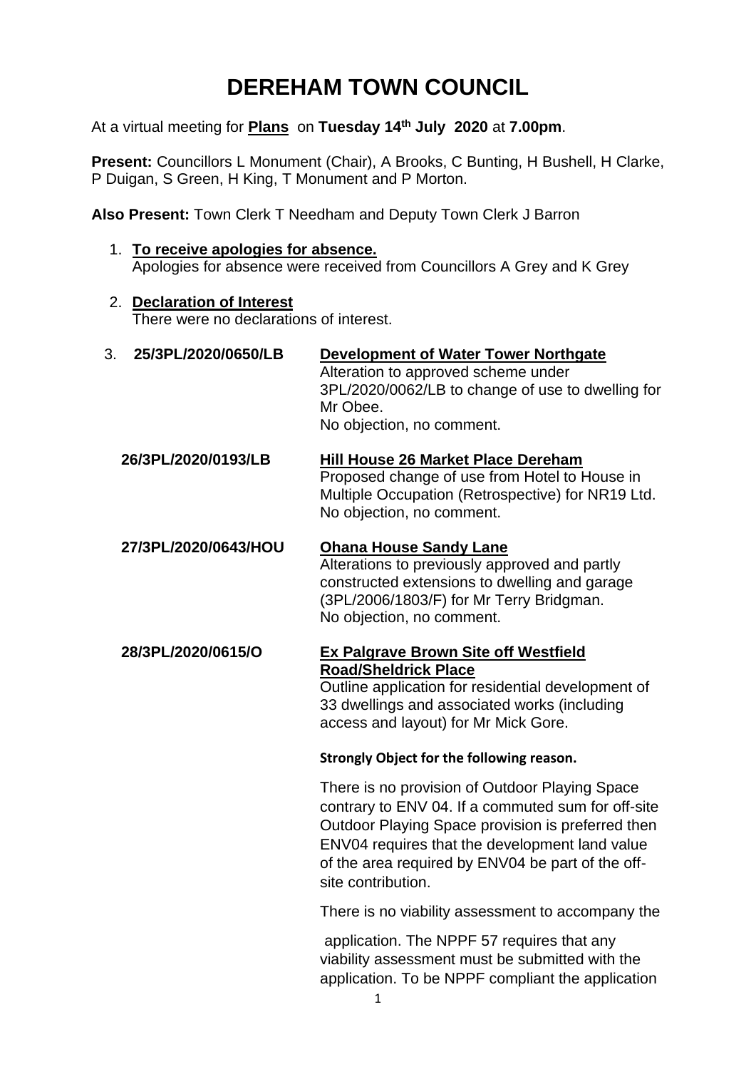# DEREHAM TOWN COUNCIL

At a virtual meeting for **Plans** on **Tuesday 14th July 2020** at **7.00pm**.

**Present:** Councillors L Monument (Chair), A Brooks, C Bunting, H Bushell, H Clarke, P Duigan, S Green, H King, T Monument and P Morton.

**Also Present:** Town Clerk T Needham and Deputy Town Clerk J Barron

1. **To receive apologies for absence.**
   Apologies for absence were received from Councillors A Grey and K Grey

2. **Declaration of Interest**
   There were no declarations of interest.

3. **25/3PL/2020/0650/LB** — **Development of Water Tower Northgate**
   Alteration to approved scheme under 3PL/2020/0062/LB to change of use to dwelling for Mr Obee.
   No objection, no comment.

   **26/3PL/2020/0193/LB** — **Hill House 26 Market Place Dereham**
   Proposed change of use from Hotel to House in Multiple Occupation (Retrospective) for NR19 Ltd.
   No objection, no comment.

   **27/3PL/2020/0643/HOU** — **Ohana House Sandy Lane**
   Alterations to previously approved and partly constructed extensions to dwelling and garage (3PL/2006/1803/F) for Mr Terry Bridgman.
   No objection, no comment.

   **28/3PL/2020/0615/O** — **Ex Palgrave Brown Site off Westfield Road/Sheldrick Place**
   Outline application for residential development of 33 dwellings and associated works (including access and layout) for Mr Mick Gore.

   **Strongly Object for the following reason.**

   There is no provision of Outdoor Playing Space contrary to ENV 04. If a commuted sum for off-site Outdoor Playing Space provision is preferred then ENV04 requires that the development land value of the area required by ENV04 be part of the off-site contribution.

   There is no viability assessment to accompany the application. The NPPF 57 requires that any viability assessment must be submitted with the application. To be NPPF compliant the application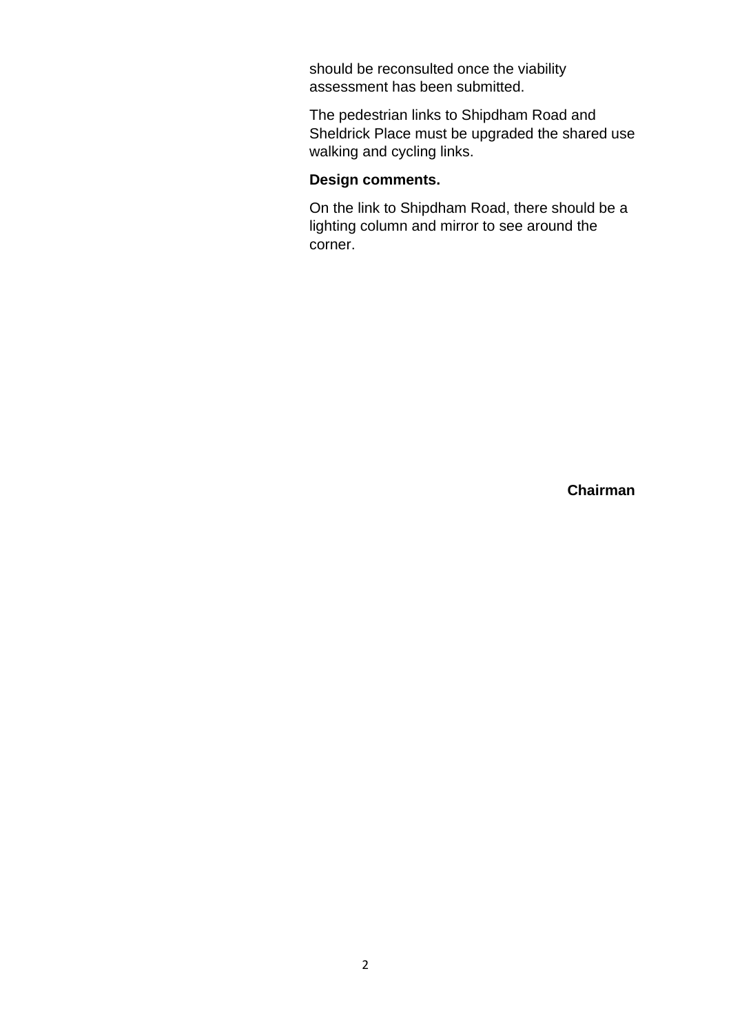should be reconsulted once the viability assessment has been submitted.

The pedestrian links to Shipdham Road and Sheldrick Place must be upgraded the shared use walking and cycling links.

**Design comments.**

On the link to Shipdham Road, there should be a lighting column and mirror to see around the corner.

**Chairman**